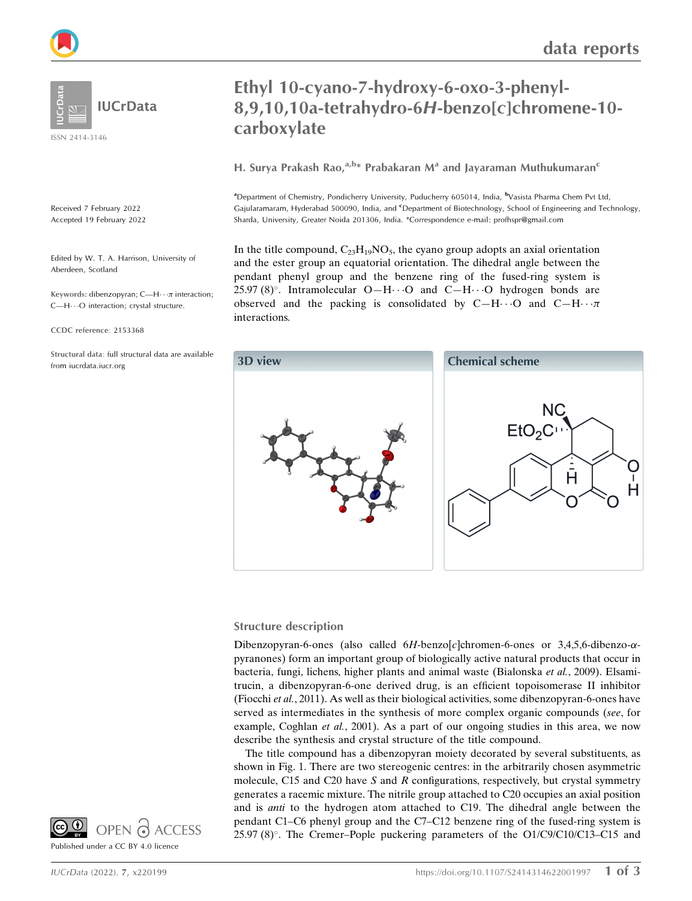# Ethyl 10-cyano-7-hydroxy-6-oxo-3-phenyl-8,9,10,10a-tetrahydro-6*H*-benzo[*c*]chromene-10-carboxylate

**H. Surya Prakash Rao,[a,b]* Prabakaran M[a] and Jayaraman Muthukumaran[c]**

[a]Department of Chemistry, Pondicherry University, Puducherry 605014, India, [b]Vasista Pharma Chem Pvt Ltd, Gajularamaram, Hyderabad 500090, India, and [c]Department of Biotechnology, School of Engineering and Technology, Sharda, University, Greater Noida 201306, India. *Correspondence e-mail: profhspr@gmail.com

ISSN 2414-3146

Received 7 February 2022
Accepted 19 February 2022

Edited by W. T. A. Harrison, University of Aberdeen, Scotland

**Keywords:** dibenzopyran; C—H⋯π interaction; C—H⋯O interaction; crystal structure.

**CCDC reference**: 2153368

**Structural data**: full structural data are available from iucrdata.iucr.org

Published under a CC BY 4.0 licence

In the title compound, $C_{23}H_{19}NO_5$, the cyano group adopts an axial orientation and the ester group an equatorial orientation. The dihedral angle between the pendant phenyl group and the benzene ring of the fused-ring system is 25.97 (8)°. Intramolecular O—H⋯O and C—H⋯O hydrogen bonds are observed and the packing is consolidated by C—H⋯O and C—H⋯π interactions.

**3D view**

**Chemical scheme**

## Structure description

Dibenzopyran-6-ones (also called 6*H*-benzo[*c*]chromen-6-ones or 3,4,5,6-dibenzo-α-pyranones) form an important group of biologically active natural products that occur in bacteria, fungi, lichens, higher plants and animal waste (Bialonska *et al.*, 2009). Elsamitrucin, a dibenzopyran-6-one derived drug, is an efficient topoisomerase II inhibitor (Fiocchi *et al.*, 2011). As well as their biological activities, some dibenzopyran-6-ones have served as intermediates in the synthesis of more complex organic compounds (*see*, for example, Coghlan *et al.*, 2001). As a part of our ongoing studies in this area, we now describe the synthesis and crystal structure of the title compound.

The title compound has a dibenzopyran moiety decorated by several substituents, as shown in Fig. 1. There are two stereogenic centres: in the arbitrarily chosen asymmetric molecule, C15 and C20 have *S* and *R* configurations, respectively, but crystal symmetry generates a racemic mixture. The nitrile group attached to C20 occupies an axial position and is *anti* to the hydrogen atom attached to C19. The dihedral angle between the pendant C1–C6 phenyl group and the C7–C12 benzene ring of the fused-ring system is 25.97 (8)°. The Cremer–Pople puckering parameters of the O1/C9/C10/C13–C15 and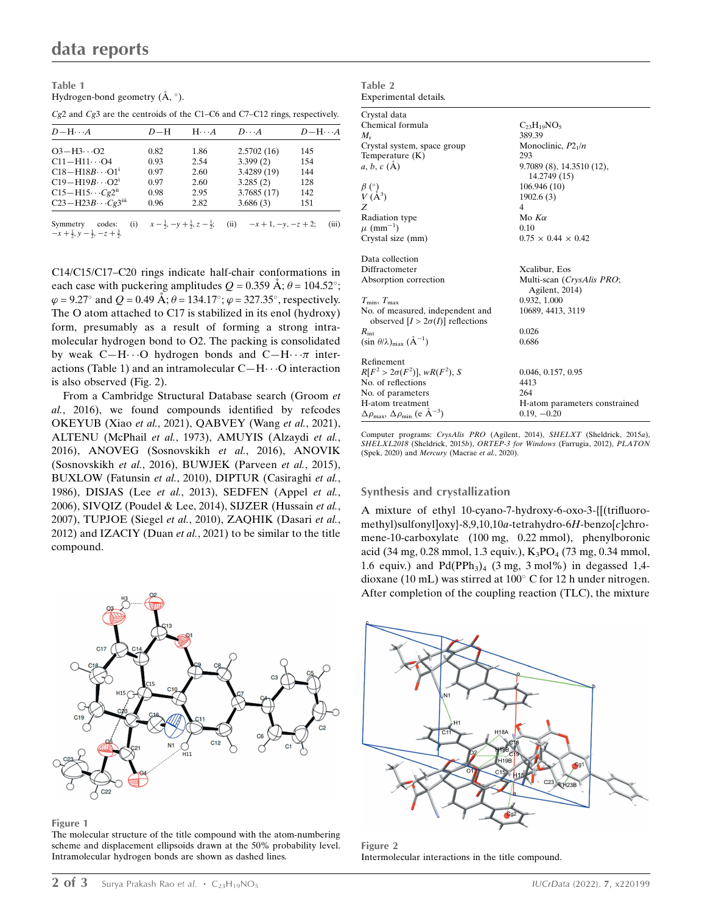**Table 1**
Hydrogen-bond geometry (Å, °).

*Cg*2 and *Cg*3 are the centroids of the C1–C6 and C7–C12 rings, respectively.

| $D$—H$\cdots$$A$ | $D$—H | H$\cdots$$A$ | $D$$\cdots$$A$ | $D$—H$\cdots$$A$ |
|---|---|---|---|---|
| O3—H3$\cdots$O2 | 0.82 | 1.86 | 2.5702 (16) | 145 |
| C11—H11$\cdots$O4 | 0.93 | 2.54 | 3.399 (2) | 154 |
| C18—H18*B*$\cdots$O1[i] | 0.97 | 2.60 | 3.4289 (19) | 144 |
| C19—H19*B*$\cdots$O2[i] | 0.97 | 2.60 | 3.285 (2) | 128 |
| C15—H15$\cdots$*Cg*2[ii] | 0.98 | 2.95 | 3.7685 (17) | 142 |
| C23—H23*B*$\cdots$*Cg*3[iii] | 0.96 | 2.82 | 3.686 (3) | 151 |

Symmetry codes: (i) $x-\frac{1}{2}, -y+\frac{1}{2}, z-\frac{1}{2}$; (ii) $-x+1, -y, -z+2$; (iii) $-x+\frac{1}{2}, y-\frac{1}{2}, -z+\frac{3}{2}$.

C14/C15/C17–C20 rings indicate half-chair conformations in each case with puckering amplitudes $Q$ = 0.359 Å; $\theta$ = 104.52°; $\varphi$ = 9.27° and $Q$ = 0.49 Å; $\theta$ = 134.17°; $\varphi$ = 327.35°, respectively. The O atom attached to C17 is stabilized in its enol (hydroxy) form, presumably as a result of forming a strong intramolecular hydrogen bond to O2. The packing is consolidated by weak C—H$\cdots$O hydrogen bonds and C—H$\cdots\pi$ interactions (Table 1) and an intramolecular C—H$\cdots$O interaction is also observed (Fig. 2).

From a Cambridge Structural Database search (Groom *et al.*, 2016), we found compounds identified by refcodes OKEYUB (Xiao *et al.*, 2021), QABVEY (Wang *et al.*, 2021), ALTENU (McPhail *et al.*, 1973), AMUYIS (Alzaydi *et al.*, 2016), ANOVEG (Sosnovskikh *et al.*, 2016), ANOVIK (Sosnovskikh *et al.*, 2016), BUWJEK (Parveen *et al.*, 2015), BUXLOW (Fatunsin *et al.*, 2010), DIPTUR (Casiraghi *et al.*, 1986), DISJAS (Lee *et al.*, 2013), SEDFEN (Appel *et al.*, 2006), SIVQIZ (Poudel & Lee, 2014), SIJZER (Hussain *et al.*, 2007), TUPJOE (Siegel *et al.*, 2010), ZAQHIK (Dasari *et al.*, 2012) and IZACIY (Duan *et al.*, 2021) to be similar to the title compound.

**Figure 1**
The molecular structure of the title compound with the atom-numbering scheme and displacement ellipsoids drawn at the 50% probability level. Intramolecular hydrogen bonds are shown as dashed lines.

**Table 2**
Experimental details.

| | |
|---|---|
| Crystal data | |
| Chemical formula | $C_{23}H_{19}NO_5$ |
| $M_r$ | 389.39 |
| Crystal system, space group | Monoclinic, $P2_1/n$ |
| Temperature (K) | 293 |
| $a$, $b$, $c$ (Å) | 9.7089 (8), 14.3510 (12), 14.2749 (15) |
| $\beta$ (°) | 106.946 (10) |
| $V$ (Å$^3$) | 1902.6 (3) |
| $Z$ | 4 |
| Radiation type | Mo $K\alpha$ |
| $\mu$ (mm$^{-1}$) | 0.10 |
| Crystal size (mm) | 0.75 × 0.44 × 0.42 |
| Data collection | |
| Diffractometer | Xcalibur, Eos |
| Absorption correction | Multi-scan (*CrysAlis PRO*; Agilent, 2014) |
| $T_{min}$, $T_{max}$ | 0.932, 1.000 |
| No. of measured, independent and observed [$I > 2\sigma(I)$] reflections | 10689, 4413, 3119 |
| $R_{int}$ | 0.026 |
| (sin $\theta/\lambda)_{max}$ (Å$^{-1}$) | 0.686 |
| Refinement | |
| $R[F^2 > 2\sigma(F^2)]$, $wR(F^2)$, $S$ | 0.046, 0.157, 0.95 |
| No. of reflections | 4413 |
| No. of parameters | 264 |
| H-atom treatment | H-atom parameters constrained |
| $\Delta\rho_{max}$, $\Delta\rho_{min}$ (e Å$^{-3}$) | 0.19, −0.20 |

Computer programs: *CrysAlis PRO* (Agilent, 2014), *SHELXT* (Sheldrick, 2015*a*), *SHELXL2018* (Sheldrick, 2015*b*), *ORTEP-3 for Windows* (Farrugia, 2012), *PLATON* (Spek, 2020) and *Mercury* (Macrae *et al.*, 2020).

## Synthesis and crystallization

A mixture of ethyl 10-cyano-7-hydroxy-6-oxo-3-{[(trifluoromethyl)sulfonyl]oxy}-8,9,10,10*a*-tetrahydro-6*H*-benzo[*c*]chromene-10-carboxylate (100 mg, 0.22 mmol), phenylboronic acid (34 mg, 0.28 mmol, 1.3 equiv.), $K_3PO_4$ (73 mg, 0.34 mmol, 1.6 equiv.) and $Pd(PPh_3)_4$ (3 mg, 3 mol%) in degassed 1,4-dioxane (10 mL) was stirred at 100° C for 12 h under nitrogen. After completion of the coupling reaction (TLC), the mixture

**Figure 2**
Intermolecular interactions in the title compound.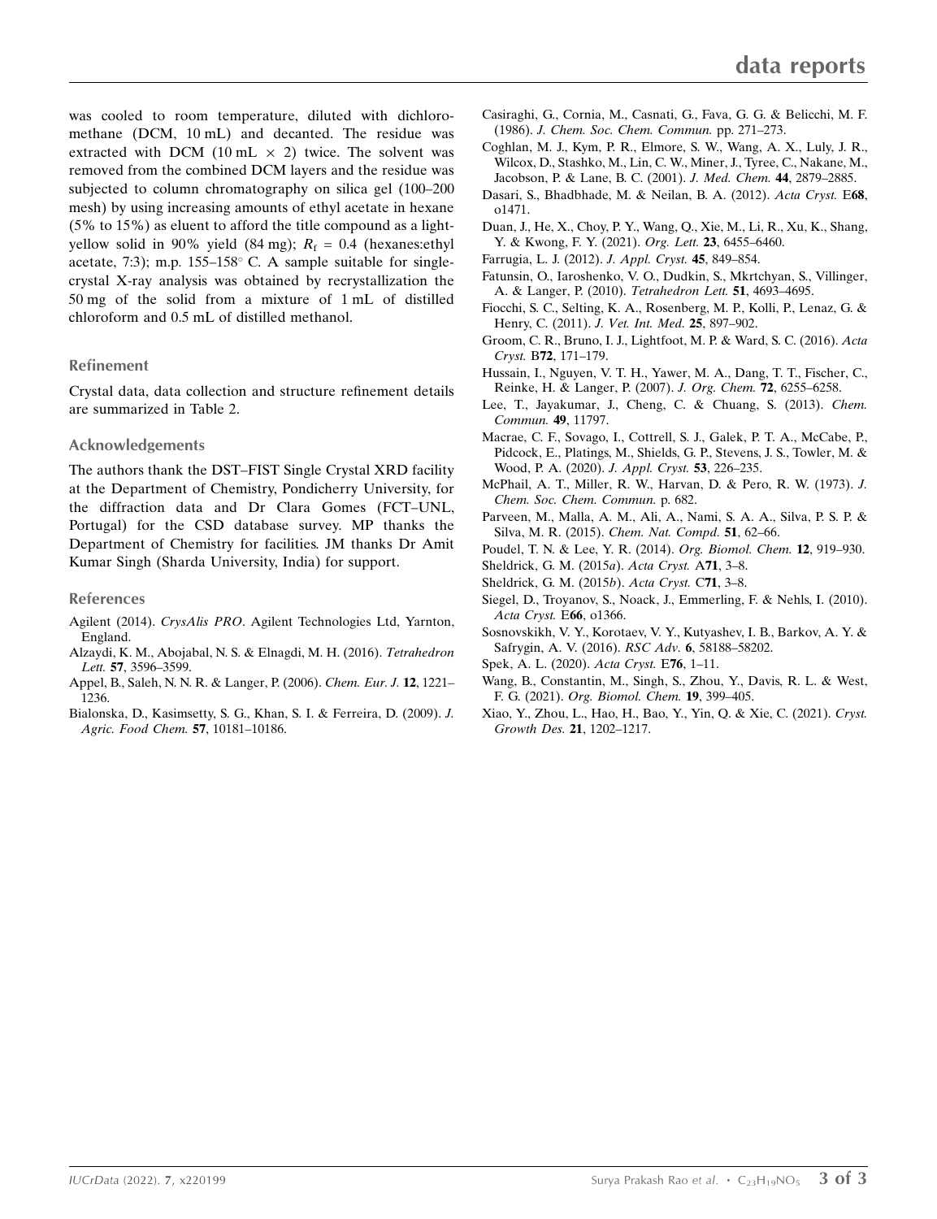was cooled to room temperature, diluted with dichloromethane (DCM, 10 mL) and decanted. The residue was extracted with DCM (10 mL × 2) twice. The solvent was removed from the combined DCM layers and the residue was subjected to column chromatography on silica gel (100–200 mesh) by using increasing amounts of ethyl acetate in hexane (5% to 15%) as eluent to afford the title compound as a light-yellow solid in 90% yield (84 mg); $R_f$ = 0.4 (hexanes:ethyl acetate, 7:3); m.p. 155–158° C. A sample suitable for single-crystal X-ray analysis was obtained by recrystallization the 50 mg of the solid from a mixture of 1 mL of distilled chloroform and 0.5 mL of distilled methanol.

## Refinement

Crystal data, data collection and structure refinement details are summarized in Table 2.

## Acknowledgements

The authors thank the DST–FIST Single Crystal XRD facility at the Department of Chemistry, Pondicherry University, for the diffraction data and Dr Clara Gomes (FCT–UNL, Portugal) for the CSD database survey. MP thanks the Department of Chemistry for facilities. JM thanks Dr Amit Kumar Singh (Sharda University, India) for support.

## References

Agilent (2014). *CrysAlis PRO*. Agilent Technologies Ltd, Yarnton, England.

Alzaydi, K. M., Abojabal, N. S. & Elnagdi, M. H. (2016). *Tetrahedron Lett.* **57**, 3596–3599.

Appel, B., Saleh, N. N. R. & Langer, P. (2006). *Chem. Eur. J.* **12**, 1221–1236.

Bialonska, D., Kasimsetty, S. G., Khan, S. I. & Ferreira, D. (2009). *J. Agric. Food Chem.* **57**, 10181–10186.

Casiraghi, G., Cornia, M., Casnati, G., Fava, G. G. & Belicchi, M. F. (1986). *J. Chem. Soc. Chem. Commun.* pp. 271–273.

Coghlan, M. J., Kym, P. R., Elmore, S. W., Wang, A. X., Luly, J. R., Wilcox, D., Stashko, M., Lin, C. W., Miner, J., Tyree, C., Nakane, M., Jacobson, P. & Lane, B. C. (2001). *J. Med. Chem.* **44**, 2879–2885.

Dasari, S., Bhadbhade, M. & Neilan, B. A. (2012). *Acta Cryst.* E**68**, o1471.

Duan, J., He, X., Choy, P. Y., Wang, Q., Xie, M., Li, R., Xu, K., Shang, Y. & Kwong, F. Y. (2021). *Org. Lett.* **23**, 6455–6460.

Farrugia, L. J. (2012). *J. Appl. Cryst.* **45**, 849–854.

Fatunsin, O., Iaroshenko, V. O., Dudkin, S., Mkrtchyan, S., Villinger, A. & Langer, P. (2010). *Tetrahedron Lett.* **51**, 4693–4695.

Fiocchi, S. C., Selting, K. A., Rosenberg, M. P., Kolli, P., Lenaz, G. & Henry, C. (2011). *J. Vet. Int. Med.* **25**, 897–902.

Groom, C. R., Bruno, I. J., Lightfoot, M. P. & Ward, S. C. (2016). *Acta Cryst.* B**72**, 171–179.

Hussain, I., Nguyen, V. T. H., Yawer, M. A., Dang, T. T., Fischer, C., Reinke, H. & Langer, P. (2007). *J. Org. Chem.* **72**, 6255–6258.

Lee, T., Jayakumar, J., Cheng, C. & Chuang, S. (2013). *Chem. Commun.* **49**, 11797.

Macrae, C. F., Sovago, I., Cottrell, S. J., Galek, P. T. A., McCabe, P., Pidcock, E., Platings, M., Shields, G. P., Stevens, J. S., Towler, M. & Wood, P. A. (2020). *J. Appl. Cryst.* **53**, 226–235.

McPhail, A. T., Miller, R. W., Harvan, D. & Pero, R. W. (1973). *J. Chem. Soc. Chem. Commun.* p. 682.

Parveen, M., Malla, A. M., Ali, A., Nami, S. A. A., Silva, P. S. P. & Silva, M. R. (2015). *Chem. Nat. Compd.* **51**, 62–66.

Poudel, T. N. & Lee, Y. R. (2014). *Org. Biomol. Chem.* **12**, 919–930.

Sheldrick, G. M. (2015*a*). *Acta Cryst.* A**71**, 3–8.

Sheldrick, G. M. (2015*b*). *Acta Cryst.* C**71**, 3–8.

Siegel, D., Troyanov, S., Noack, J., Emmerling, F. & Nehls, I. (2010). *Acta Cryst.* E**66**, o1366.

Sosnovskikh, V. Y., Korotaev, V. Y., Kutyashev, I. B., Barkov, A. Y. & Safrygin, A. V. (2016). *RSC Adv.* **6**, 58188–58202.

Spek, A. L. (2020). *Acta Cryst.* E**76**, 1–11.

Wang, B., Constantin, M., Singh, S., Zhou, Y., Davis, R. L. & West, F. G. (2021). *Org. Biomol. Chem.* **19**, 399–405.

Xiao, Y., Zhou, L., Hao, H., Bao, Y., Yin, Q. & Xie, C. (2021). *Cryst. Growth Des.* **21**, 1202–1217.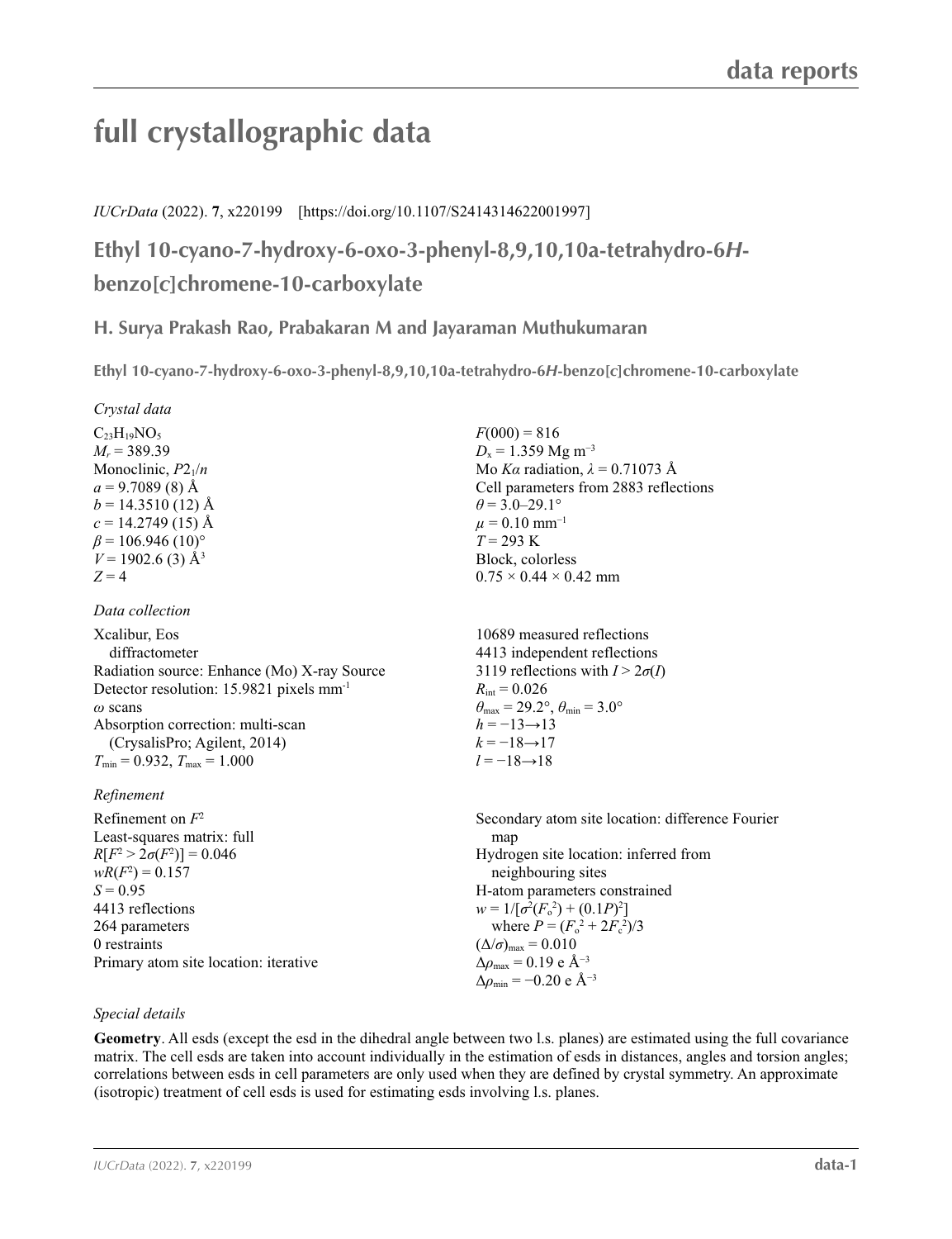# full crystallographic data

*IUCrData* (2022). **7**, x220199 [https://doi.org/10.1107/S2414314622001997]

## Ethyl 10-cyano-7-hydroxy-6-oxo-3-phenyl-8,9,10,10a-tetrahydro-6*H*-benzo[*c*]chromene-10-carboxylate

### H. Surya Prakash Rao, Prabakaran M and Jayaraman Muthukumaran

**Ethyl 10-cyano-7-hydroxy-6-oxo-3-phenyl-8,9,10,10a-tetrahydro-6*H*-benzo[*c*]chromene-10-carboxylate**

*Crystal data*

$C_{23}H_{19}NO_5$
$M_r$ = 389.39
Monoclinic, $P2_1/n$
$a$ = 9.7089 (8) Å
$b$ = 14.3510 (12) Å
$c$ = 14.2749 (15) Å
$\beta$ = 106.946 (10)°
$V$ = 1902.6 (3) Å$^3$
$Z$ = 4
$F(000)$ = 816
$D_x$ = 1.359 Mg m$^{-3}$
Mo $K\alpha$ radiation, $\lambda$ = 0.71073 Å
Cell parameters from 2883 reflections
$\theta$ = 3.0–29.1°
$\mu$ = 0.10 mm$^{-1}$
$T$ = 293 K
Block, colorless
0.75 × 0.44 × 0.42 mm

*Data collection*

Xcalibur, Eos diffractometer
Radiation source: Enhance (Mo) X-ray Source
Detector resolution: 15.9821 pixels mm$^{-1}$
$\omega$ scans
Absorption correction: multi-scan (CrysalisPro; Agilent, 2014)
$T_{min}$ = 0.932, $T_{max}$ = 1.000
10689 measured reflections
4413 independent reflections
3119 reflections with $I > 2\sigma(I)$
$R_{int}$ = 0.026
$\theta_{max}$ = 29.2°, $\theta_{min}$ = 3.0°
$h$ = −13→13
$k$ = −18→17
$l$ = −18→18

*Refinement*

Refinement on $F^2$
Least-squares matrix: full
$R[F^2 > 2\sigma(F^2)]$ = 0.046
$wR(F^2)$ = 0.157
$S$ = 0.95
4413 reflections
264 parameters
0 restraints
Primary atom site location: iterative
Secondary atom site location: difference Fourier map
Hydrogen site location: inferred from neighbouring sites
H-atom parameters constrained
$w = 1/[\sigma^2(F_o^2) + (0.1P)^2]$
where $P = (F_o^2 + 2F_c^2)/3$
$(\Delta/\sigma)_{max}$ = 0.010
$\Delta\rho_{max}$ = 0.19 e Å$^{-3}$
$\Delta\rho_{min}$ = −0.20 e Å$^{-3}$

*Special details*

**Geometry**. All esds (except the esd in the dihedral angle between two l.s. planes) are estimated using the full covariance matrix. The cell esds are taken into account individually in the estimation of esds in distances, angles and torsion angles; correlations between esds in cell parameters are only used when they are defined by crystal symmetry. An approximate (isotropic) treatment of cell esds is used for estimating esds involving l.s. planes.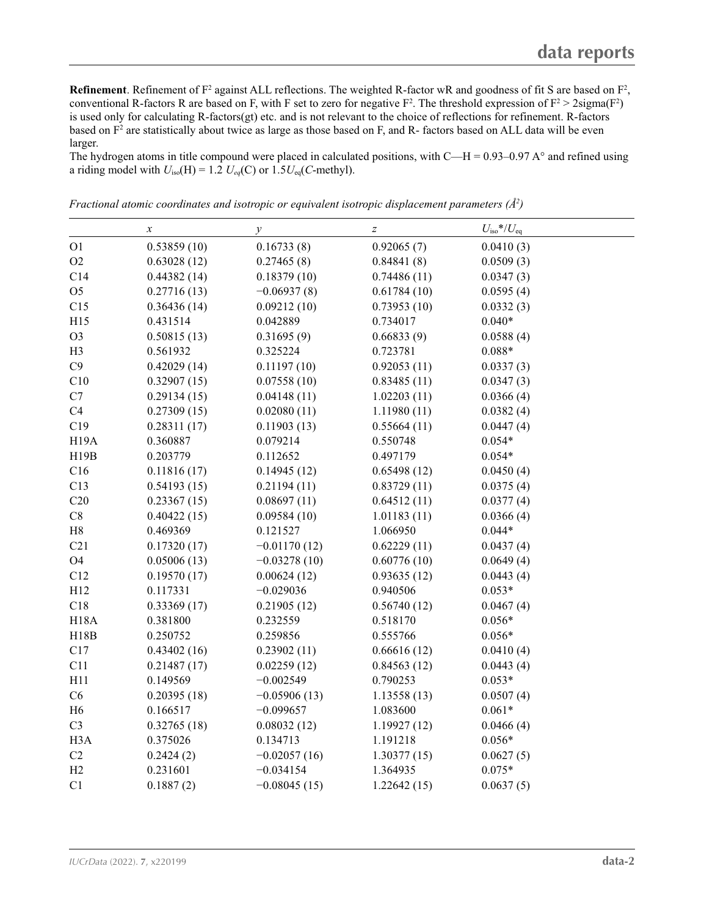**Refinement**. Refinement of $F^2$ against ALL reflections. The weighted R-factor wR and goodness of fit S are based on $F^2$, conventional R-factors R are based on F, with F set to zero for negative $F^2$. The threshold expression of $F^2 > 2\text{sigma}(F^2)$ is used only for calculating R-factors(gt) etc. and is not relevant to the choice of reflections for refinement. R-factors based on $F^2$ are statistically about twice as large as those based on F, and R- factors based on ALL data will be even larger.

The hydrogen atoms in title compound were placed in calculated positions, with C—H = 0.93–0.97 A° and refined using a riding model with $U_{iso}(H) = 1.2\ U_{eq}(C)$ or $1.5U_{eq}$(*C*-methyl).

*Fractional atomic coordinates and isotropic or equivalent isotropic displacement parameters (Å²)*

| | *x* | *y* | *z* | $U_{iso}$*/$U_{eq}$ |
|---|---|---|---|---|
| O1 | 0.53859 (10) | 0.16733 (8) | 0.92065 (7) | 0.0410 (3) |
| O2 | 0.63028 (12) | 0.27465 (8) | 0.84841 (8) | 0.0509 (3) |
| C14 | 0.44382 (14) | 0.18379 (10) | 0.74486 (11) | 0.0347 (3) |
| O5 | 0.27716 (13) | −0.06937 (8) | 0.61784 (10) | 0.0595 (4) |
| C15 | 0.36436 (14) | 0.09212 (10) | 0.73953 (10) | 0.0332 (3) |
| H15 | 0.431514 | 0.042889 | 0.734017 | 0.040* |
| O3 | 0.50815 (13) | 0.31695 (9) | 0.66833 (9) | 0.0588 (4) |
| H3 | 0.561932 | 0.325224 | 0.723781 | 0.088* |
| C9 | 0.42029 (14) | 0.11197 (10) | 0.92053 (11) | 0.0337 (3) |
| C10 | 0.32907 (15) | 0.07558 (10) | 0.83485 (11) | 0.0347 (3) |
| C7 | 0.29134 (15) | 0.04148 (11) | 1.02203 (11) | 0.0366 (4) |
| C4 | 0.27309 (15) | 0.02080 (11) | 1.11980 (11) | 0.0382 (4) |
| C19 | 0.28311 (17) | 0.11903 (13) | 0.55664 (11) | 0.0447 (4) |
| H19A | 0.360887 | 0.079214 | 0.550748 | 0.054* |
| H19B | 0.203779 | 0.112652 | 0.497179 | 0.054* |
| C16 | 0.11816 (17) | 0.14945 (12) | 0.65498 (12) | 0.0450 (4) |
| C13 | 0.54193 (15) | 0.21194 (11) | 0.83729 (11) | 0.0375 (4) |
| C20 | 0.23367 (15) | 0.08697 (11) | 0.64512 (11) | 0.0377 (4) |
| C8 | 0.40422 (15) | 0.09584 (10) | 1.01183 (11) | 0.0366 (4) |
| H8 | 0.469369 | 0.121527 | 1.066950 | 0.044* |
| C21 | 0.17320 (17) | −0.01170 (12) | 0.62229 (11) | 0.0437 (4) |
| O4 | 0.05006 (13) | −0.03278 (10) | 0.60776 (10) | 0.0649 (4) |
| C12 | 0.19570 (17) | 0.00624 (12) | 0.93635 (12) | 0.0443 (4) |
| H12 | 0.117331 | −0.029036 | 0.940506 | 0.053* |
| C18 | 0.33369 (17) | 0.21905 (12) | 0.56740 (12) | 0.0467 (4) |
| H18A | 0.381800 | 0.232559 | 0.518170 | 0.056* |
| H18B | 0.250752 | 0.259856 | 0.555766 | 0.056* |
| C17 | 0.43402 (16) | 0.23902 (11) | 0.66616 (12) | 0.0410 (4) |
| C11 | 0.21487 (17) | 0.02259 (12) | 0.84563 (12) | 0.0443 (4) |
| H11 | 0.149569 | −0.002549 | 0.790253 | 0.053* |
| C6 | 0.20395 (18) | −0.05906 (13) | 1.13558 (13) | 0.0507 (4) |
| H6 | 0.166517 | −0.099657 | 1.083600 | 0.061* |
| C3 | 0.32765 (18) | 0.08032 (12) | 1.19927 (12) | 0.0466 (4) |
| H3A | 0.375026 | 0.134713 | 1.191218 | 0.056* |
| C2 | 0.2424 (2) | −0.02057 (16) | 1.30377 (15) | 0.0627 (5) |
| H2 | 0.231601 | −0.034154 | 1.364935 | 0.075* |
| C1 | 0.1887 (2) | −0.08045 (15) | 1.22642 (15) | 0.0637 (5) |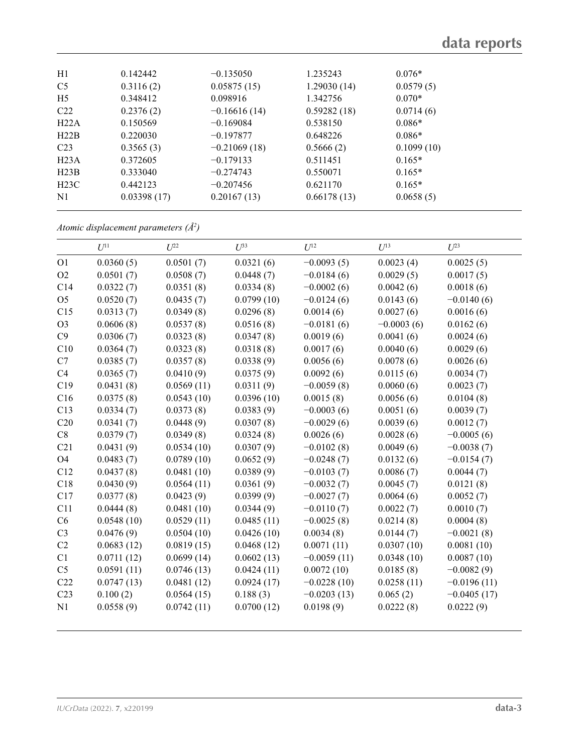| | | | | |
|---|---|---|---|---|
| H1 | 0.142442 | −0.135050 | 1.235243 | 0.076* |
| C5 | 0.3116 (2) | 0.05875 (15) | 1.29030 (14) | 0.0579 (5) |
| H5 | 0.348412 | 0.098916 | 1.342756 | 0.070* |
| C22 | 0.2376 (2) | −0.16616 (14) | 0.59282 (18) | 0.0714 (6) |
| H22A | 0.150569 | −0.169084 | 0.538150 | 0.086* |
| H22B | 0.220030 | −0.197877 | 0.648226 | 0.086* |
| C23 | 0.3565 (3) | −0.21069 (18) | 0.5666 (2) | 0.1099 (10) |
| H23A | 0.372605 | −0.179133 | 0.511451 | 0.165* |
| H23B | 0.333040 | −0.274743 | 0.550071 | 0.165* |
| H23C | 0.442123 | −0.207456 | 0.621170 | 0.165* |
| N1 | 0.03398 (17) | 0.20167 (13) | 0.66178 (13) | 0.0658 (5) |

*Atomic displacement parameters (Å$^2$)*

| | $U^{11}$ | $U^{22}$ | $U^{33}$ | $U^{12}$ | $U^{13}$ | $U^{23}$ |
|---|---|---|---|---|---|---|
| O1 | 0.0360 (5) | 0.0501 (7) | 0.0321 (6) | −0.0093 (5) | 0.0023 (4) | 0.0025 (5) |
| O2 | 0.0501 (7) | 0.0508 (7) | 0.0448 (7) | −0.0184 (6) | 0.0029 (5) | 0.0017 (5) |
| C14 | 0.0322 (7) | 0.0351 (8) | 0.0334 (8) | −0.0002 (6) | 0.0042 (6) | 0.0018 (6) |
| O5 | 0.0520 (7) | 0.0435 (7) | 0.0799 (10) | −0.0124 (6) | 0.0143 (6) | −0.0140 (6) |
| C15 | 0.0313 (7) | 0.0349 (8) | 0.0296 (8) | 0.0014 (6) | 0.0027 (6) | 0.0016 (6) |
| O3 | 0.0606 (8) | 0.0537 (8) | 0.0516 (8) | −0.0181 (6) | −0.0003 (6) | 0.0162 (6) |
| C9 | 0.0306 (7) | 0.0323 (8) | 0.0347 (8) | 0.0019 (6) | 0.0041 (6) | 0.0024 (6) |
| C10 | 0.0364 (7) | 0.0323 (8) | 0.0318 (8) | 0.0017 (6) | 0.0040 (6) | 0.0029 (6) |
| C7 | 0.0385 (7) | 0.0357 (8) | 0.0338 (9) | 0.0056 (6) | 0.0078 (6) | 0.0026 (6) |
| C4 | 0.0365 (7) | 0.0410 (9) | 0.0375 (9) | 0.0092 (6) | 0.0115 (6) | 0.0034 (7) |
| C19 | 0.0431 (8) | 0.0569 (11) | 0.0311 (9) | −0.0059 (8) | 0.0060 (6) | 0.0023 (7) |
| C16 | 0.0375 (8) | 0.0543 (10) | 0.0396 (10) | 0.0015 (8) | 0.0056 (6) | 0.0104 (8) |
| C13 | 0.0334 (7) | 0.0373 (8) | 0.0383 (9) | −0.0003 (6) | 0.0051 (6) | 0.0039 (7) |
| C20 | 0.0341 (7) | 0.0448 (9) | 0.0307 (8) | −0.0029 (6) | 0.0039 (6) | 0.0012 (7) |
| C8 | 0.0379 (7) | 0.0349 (8) | 0.0324 (8) | 0.0026 (6) | 0.0028 (6) | −0.0005 (6) |
| C21 | 0.0431 (9) | 0.0534 (10) | 0.0307 (9) | −0.0102 (8) | 0.0049 (6) | −0.0038 (7) |
| O4 | 0.0483 (7) | 0.0789 (10) | 0.0652 (9) | −0.0248 (7) | 0.0132 (6) | −0.0154 (7) |
| C12 | 0.0437 (8) | 0.0481 (10) | 0.0389 (9) | −0.0103 (7) | 0.0086 (7) | 0.0044 (7) |
| C18 | 0.0430 (9) | 0.0564 (11) | 0.0361 (9) | −0.0032 (7) | 0.0045 (7) | 0.0121 (8) |
| C17 | 0.0377 (8) | 0.0423 (9) | 0.0399 (9) | −0.0027 (7) | 0.0064 (6) | 0.0052 (7) |
| C11 | 0.0444 (8) | 0.0481 (10) | 0.0344 (9) | −0.0110 (7) | 0.0022 (7) | 0.0010 (7) |
| C6 | 0.0548 (10) | 0.0529 (11) | 0.0485 (11) | −0.0025 (8) | 0.0214 (8) | 0.0004 (8) |
| C3 | 0.0476 (9) | 0.0504 (10) | 0.0426 (10) | 0.0034 (8) | 0.0144 (7) | −0.0021 (8) |
| C2 | 0.0683 (12) | 0.0819 (15) | 0.0468 (12) | 0.0071 (11) | 0.0307 (10) | 0.0081 (10) |
| C1 | 0.0711 (12) | 0.0699 (14) | 0.0602 (13) | −0.0059 (11) | 0.0348 (10) | 0.0087 (10) |
| C5 | 0.0591 (11) | 0.0746 (13) | 0.0424 (11) | 0.0072 (10) | 0.0185 (8) | −0.0082 (9) |
| C22 | 0.0747 (13) | 0.0481 (12) | 0.0924 (17) | −0.0228 (10) | 0.0258 (11) | −0.0196 (11) |
| C23 | 0.100 (2) | 0.0564 (15) | 0.188 (3) | −0.0203 (13) | 0.065 (2) | −0.0405 (17) |
| N1 | 0.0558 (9) | 0.0742 (11) | 0.0700 (12) | 0.0198 (9) | 0.0222 (8) | 0.0222 (9) |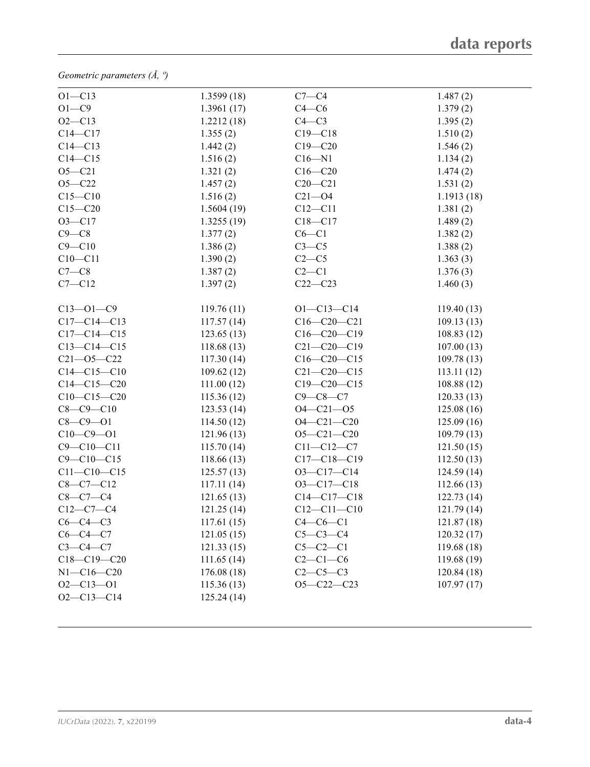*Geometric parameters (Å, º)*

| | | | |
|---|---|---|---|
| O1—C13 | 1.3599 (18) | C7—C4 | 1.487 (2) |
| O1—C9 | 1.3961 (17) | C4—C6 | 1.379 (2) |
| O2—C13 | 1.2212 (18) | C4—C3 | 1.395 (2) |
| C14—C17 | 1.355 (2) | C19—C18 | 1.510 (2) |
| C14—C13 | 1.442 (2) | C19—C20 | 1.546 (2) |
| C14—C15 | 1.516 (2) | C16—N1 | 1.134 (2) |
| O5—C21 | 1.321 (2) | C16—C20 | 1.474 (2) |
| O5—C22 | 1.457 (2) | C20—C21 | 1.531 (2) |
| C15—C10 | 1.516 (2) | C21—O4 | 1.1913 (18) |
| C15—C20 | 1.5604 (19) | C12—C11 | 1.381 (2) |
| O3—C17 | 1.3255 (19) | C18—C17 | 1.489 (2) |
| C9—C8 | 1.377 (2) | C6—C1 | 1.382 (2) |
| C9—C10 | 1.386 (2) | C3—C5 | 1.388 (2) |
| C10—C11 | 1.390 (2) | C2—C5 | 1.363 (3) |
| C7—C8 | 1.387 (2) | C2—C1 | 1.376 (3) |
| C7—C12 | 1.397 (2) | C22—C23 | 1.460 (3) |
| | | | |
| C13—O1—C9 | 119.76 (11) | O1—C13—C14 | 119.40 (13) |
| C17—C14—C13 | 117.57 (14) | C16—C20—C21 | 109.13 (13) |
| C17—C14—C15 | 123.65 (13) | C16—C20—C19 | 108.83 (12) |
| C13—C14—C15 | 118.68 (13) | C21—C20—C19 | 107.00 (13) |
| C21—O5—C22 | 117.30 (14) | C16—C20—C15 | 109.78 (13) |
| C14—C15—C10 | 109.62 (12) | C21—C20—C15 | 113.11 (12) |
| C14—C15—C20 | 111.00 (12) | C19—C20—C15 | 108.88 (12) |
| C10—C15—C20 | 115.36 (12) | C9—C8—C7 | 120.33 (13) |
| C8—C9—C10 | 123.53 (14) | O4—C21—O5 | 125.08 (16) |
| C8—C9—O1 | 114.50 (12) | O4—C21—C20 | 125.09 (16) |
| C10—C9—O1 | 121.96 (13) | O5—C21—C20 | 109.79 (13) |
| C9—C10—C11 | 115.70 (14) | C11—C12—C7 | 121.50 (15) |
| C9—C10—C15 | 118.66 (13) | C17—C18—C19 | 112.50 (13) |
| C11—C10—C15 | 125.57 (13) | O3—C17—C14 | 124.59 (14) |
| C8—C7—C12 | 117.11 (14) | O3—C17—C18 | 112.66 (13) |
| C8—C7—C4 | 121.65 (13) | C14—C17—C18 | 122.73 (14) |
| C12—C7—C4 | 121.25 (14) | C12—C11—C10 | 121.79 (14) |
| C6—C4—C3 | 117.61 (15) | C4—C6—C1 | 121.87 (18) |
| C6—C4—C7 | 121.05 (15) | C5—C3—C4 | 120.32 (17) |
| C3—C4—C7 | 121.33 (15) | C5—C2—C1 | 119.68 (18) |
| C18—C19—C20 | 111.65 (14) | C2—C1—C6 | 119.68 (19) |
| N1—C16—C20 | 176.08 (18) | C2—C5—C3 | 120.84 (18) |
| O2—C13—O1 | 115.36 (13) | O5—C22—C23 | 107.97 (17) |
| O2—C13—C14 | 125.24 (14) | | |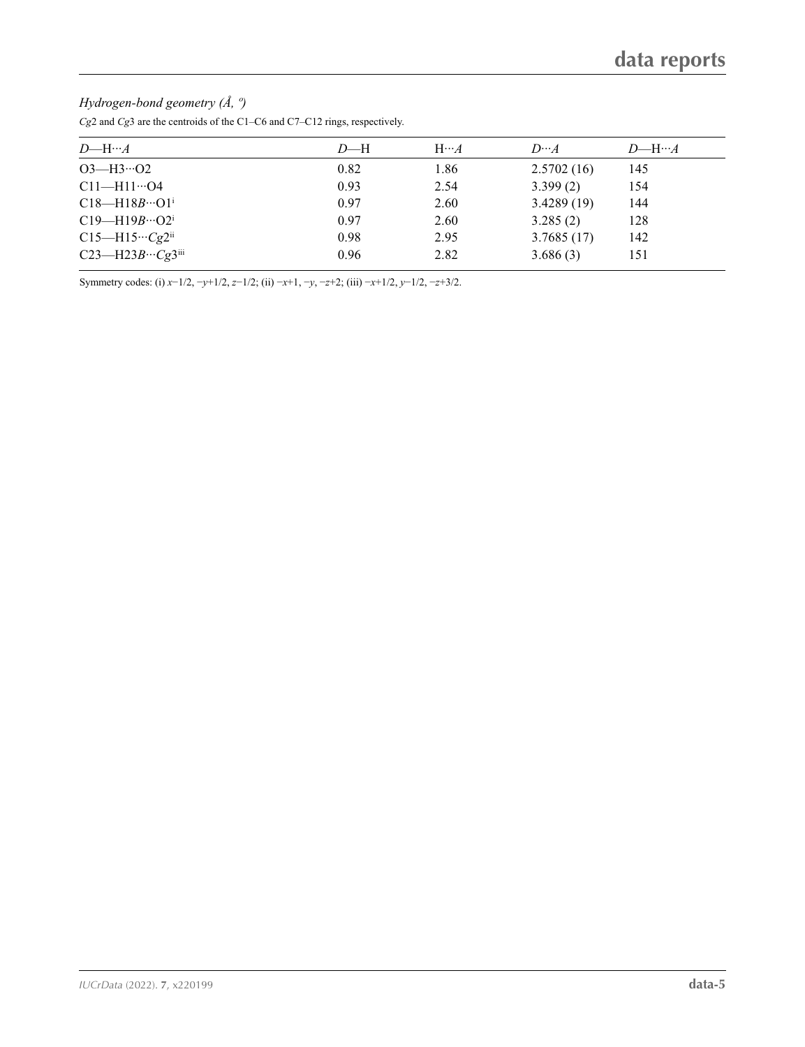### *Hydrogen-bond geometry (Å, º)*

*Cg*2 and *Cg*3 are the centroids of the C1–C6 and C7–C12 rings, respectively.

| *D*—H···*A* | *D*—H | H···*A* | *D*···*A* | *D*—H···*A* |
|---|---|---|---|---|
| O3—H3···O2 | 0.82 | 1.86 | 2.5702 (16) | 145 |
| C11—H11···O4 | 0.93 | 2.54 | 3.399 (2) | 154 |
| C18—H18*B*···O1$^{i}$ | 0.97 | 2.60 | 3.4289 (19) | 144 |
| C19—H19*B*···O2$^{i}$ | 0.97 | 2.60 | 3.285 (2) | 128 |
| C15—H15···*Cg*2$^{ii}$ | 0.98 | 2.95 | 3.7685 (17) | 142 |
| C23—H23*B*···*Cg*3$^{iii}$ | 0.96 | 2.82 | 3.686 (3) | 151 |

Symmetry codes: (i) $x-1/2, -y+1/2, z-1/2$; (ii) $-x+1, -y, -z+2$; (iii) $-x+1/2, y-1/2, -z+3/2$.